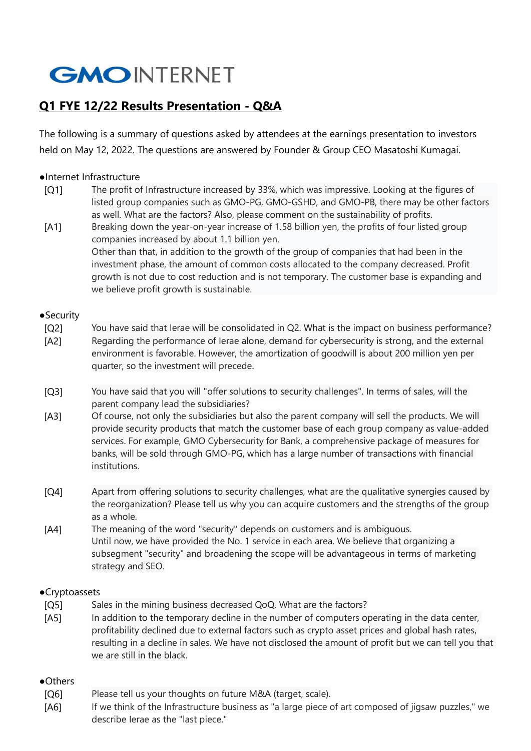GMO INTERNET

## Q1 FYE 12/22 Results Presentation - Q&A

The following is a summary of questions asked by attendees at the earnings presentation to investors held on May 12, 2022. The questions are answered by Founder & Group CEO Masatoshi Kumagai.

●Internet Infrastructure

[Q1] The profit of Infrastructure increased by 33%, which was impressive. Looking at the figures of listed group companies such as GMO-PG, GMO-GSHD, and GMO-PB, there may be other factors as well. What are the factors? Also, please comment on the sustainability of profits.

[A1] Breaking down the year-on-year increase of 1.58 billion yen, the profits of four listed group companies increased by about 1.1 billion yen.
Other than that, in addition to the growth of the group of companies that had been in the investment phase, the amount of common costs allocated to the company decreased. Profit growth is not due to cost reduction and is not temporary. The customer base is expanding and we believe profit growth is sustainable.

●Security

[Q2] You have said that Ierae will be consolidated in Q2. What is the impact on business performance?

[A2] Regarding the performance of Ierae alone, demand for cybersecurity is strong, and the external environment is favorable. However, the amortization of goodwill is about 200 million yen per quarter, so the investment will precede.

[Q3] You have said that you will "offer solutions to security challenges". In terms of sales, will the parent company lead the subsidiaries?

[A3] Of course, not only the subsidiaries but also the parent company will sell the products. We will provide security products that match the customer base of each group company as value-added services. For example, GMO Cybersecurity for Bank, a comprehensive package of measures for banks, will be sold through GMO-PG, which has a large number of transactions with financial institutions.

[Q4] Apart from offering solutions to security challenges, what are the qualitative synergies caused by the reorganization? Please tell us why you can acquire customers and the strengths of the group as a whole.

[A4] The meaning of the word "security" depends on customers and is ambiguous.
Until now, we have provided the No. 1 service in each area. We believe that organizing a subsegment "security" and broadening the scope will be advantageous in terms of marketing strategy and SEO.

●Cryptoassets

[Q5] Sales in the mining business decreased QoQ. What are the factors?

[A5] In addition to the temporary decline in the number of computers operating in the data center, profitability declined due to external factors such as crypto asset prices and global hash rates, resulting in a decline in sales. We have not disclosed the amount of profit but we can tell you that we are still in the black.

●Others

[Q6] Please tell us your thoughts on future M&A (target, scale).

[A6] If we think of the Infrastructure business as "a large piece of art composed of jigsaw puzzles," we describe Ierae as the "last piece."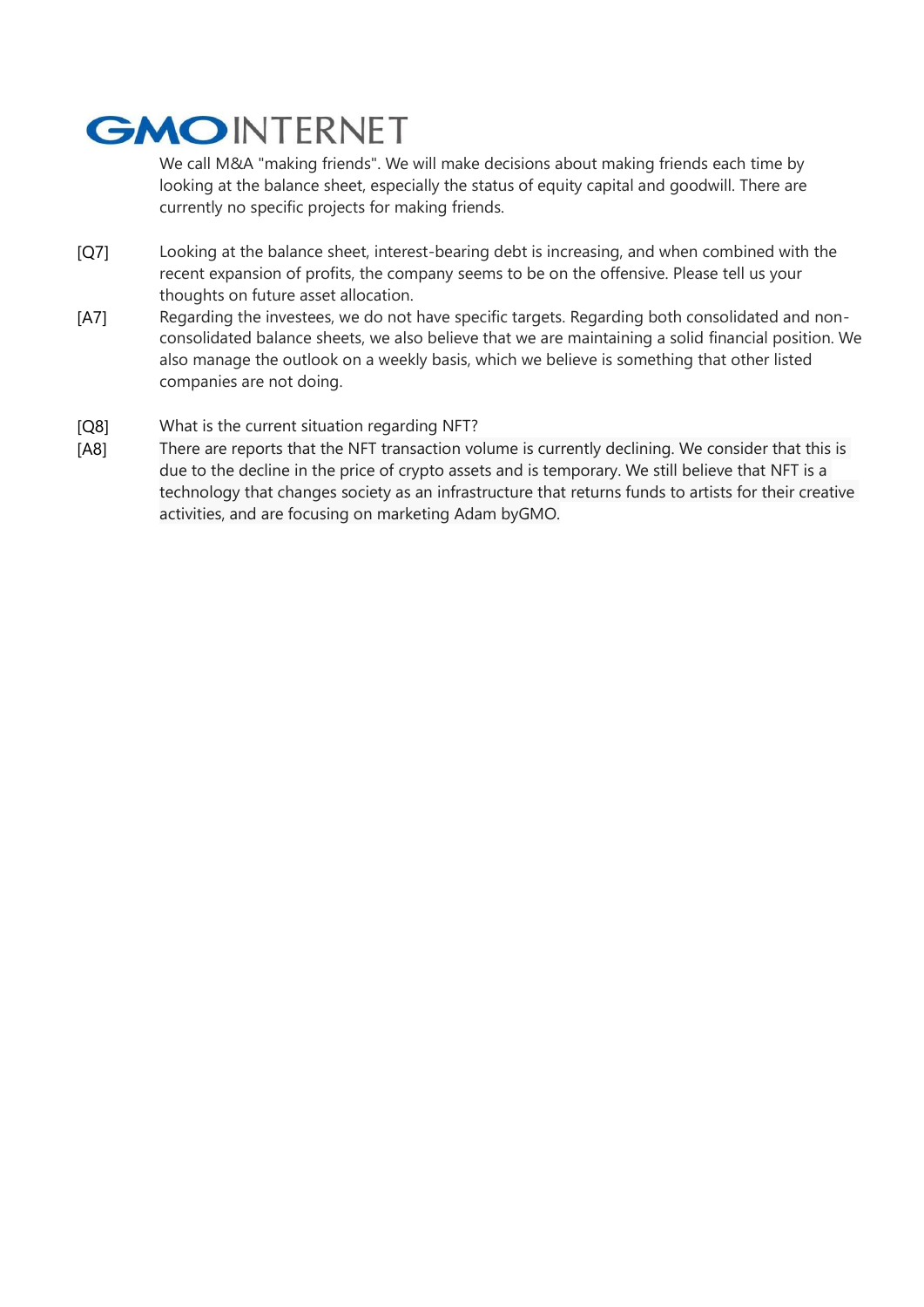We call M&A "making friends". We will make decisions about making friends each time by looking at the balance sheet, especially the status of equity capital and goodwill. There are currently no specific projects for making friends.

[Q7] Looking at the balance sheet, interest-bearing debt is increasing, and when combined with the recent expansion of profits, the company seems to be on the offensive. Please tell us your thoughts on future asset allocation.

[A7] Regarding the investees, we do not have specific targets. Regarding both consolidated and non-consolidated balance sheets, we also believe that we are maintaining a solid financial position. We also manage the outlook on a weekly basis, which we believe is something that other listed companies are not doing.

[Q8] What is the current situation regarding NFT?

[A8] There are reports that the NFT transaction volume is currently declining. We consider that this is due to the decline in the price of crypto assets and is temporary. We still believe that NFT is a technology that changes society as an infrastructure that returns funds to artists for their creative activities, and are focusing on marketing Adam byGMO.